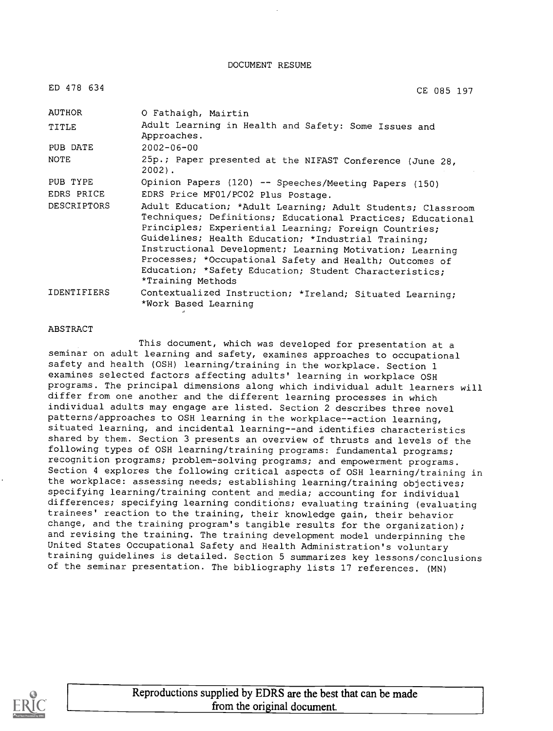DOCUMENT RESUME

| ED 478 634 | CE 085 197 |
|---|---|
| AUTHOR | O Fathaigh, Mairtin |
| TITLE | Adult Learning in Health and Safety: Some Issues and Approaches. |
| PUB DATE | 2002-06-00 |
| NOTE | 25p.; Paper presented at the NIFAST Conference (June 28, 2002). |
| PUB TYPE | Opinion Papers (120) -- Speeches/Meeting Papers (150) |
| EDRS PRICE | EDRS Price MF01/PC02 Plus Postage. |
| DESCRIPTORS | Adult Education; *Adult Learning; Adult Students; Classroom Techniques; Definitions; Educational Practices; Educational Principles; Experiential Learning; Foreign Countries; Guidelines; Health Education; *Industrial Training; Instructional Development; Learning Motivation; Learning Processes; *Occupational Safety and Health; Outcomes of Education; *Safety Education; Student Characteristics; *Training Methods |
| IDENTIFIERS | Contextualized Instruction; *Ireland; Situated Learning; *Work Based Learning |

ABSTRACT

This document, which was developed for presentation at a seminar on adult learning and safety, examines approaches to occupational safety and health (OSH) learning/training in the workplace. Section 1 examines selected factors affecting adults' learning in workplace OSH programs. The principal dimensions along which individual adult learners will differ from one another and the different learning processes in which individual adults may engage are listed. Section 2 describes three novel patterns/approaches to OSH learning in the workplace--action learning, situated learning, and incidental learning--and identifies characteristics shared by them. Section 3 presents an overview of thrusts and levels of the following types of OSH learning/training programs: fundamental programs; recognition programs; problem-solving programs; and empowerment programs. Section 4 explores the following critical aspects of OSH learning/training in the workplace: assessing needs; establishing learning/training objectives; specifying learning/training content and media; accounting for individual differences; specifying learning conditions; evaluating training (evaluating trainees' reaction to the training, their knowledge gain, their behavior change, and the training program's tangible results for the organization); and revising the training. The training development model underpinning the United States Occupational Safety and Health Administration's voluntary training guidelines is detailed. Section 5 summarizes key lessons/conclusions of the seminar presentation. The bibliography lists 17 references. (MN)

Reproductions supplied by EDRS are the best that can be made from the original document.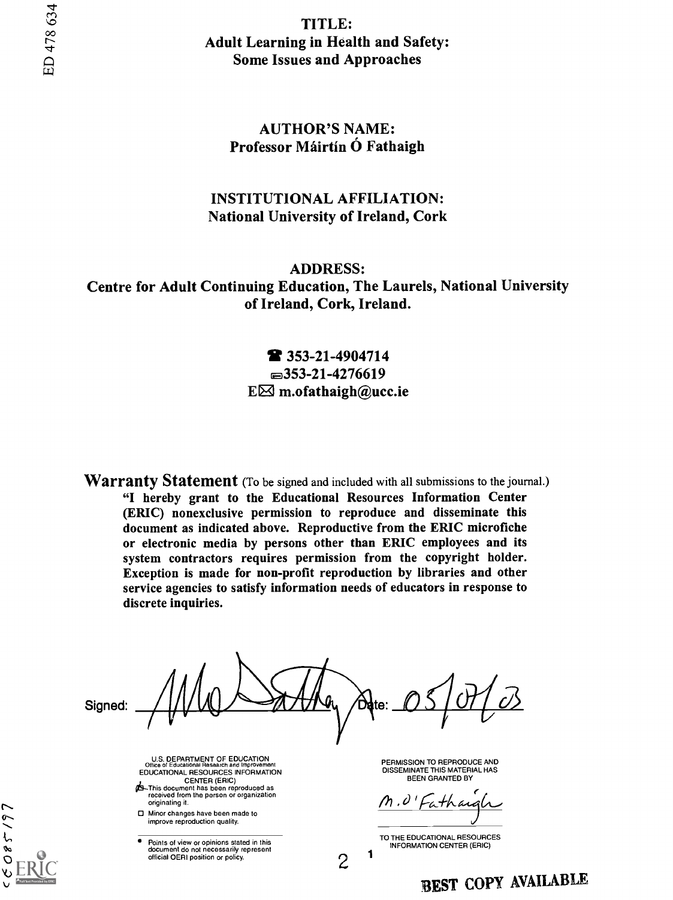ED 478 634

TITLE:
**Adult Learning in Health and Safety: Some Issues and Approaches**

AUTHOR'S NAME:
**Professor Máirtín Ó Fathaigh**

INSTITUTIONAL AFFILIATION:
**National University of Ireland, Cork**

ADDRESS:
**Centre for Adult Continuing Education, The Laurels, National University of Ireland, Cork, Ireland.**

**353-21-4904714**
**353-21-4276619**
**E m.ofathaigh@ucc.ie**

**Warranty Statement** (To be signed and included with all submissions to the journal.)

**"I hereby grant to the Educational Resources Information Center (ERIC) nonexclusive permission to reproduce and disseminate this document as indicated above. Reproductive from the ERIC microfiche or electronic media by persons other than ERIC employees and its system contractors requires permission from the copyright holder. Exception is made for non-profit reproduction by libraries and other service agencies to satisfy information needs of educators in response to discrete inquiries.**

Signed: ____________ Date: 03/07/03

U.S. DEPARTMENT OF EDUCATION
Office of Educational Research and Improvement
EDUCATIONAL RESOURCES INFORMATION CENTER (ERIC)

- This document has been reproduced as received from the person or organization originating it.
- Minor changes have been made to improve reproduction quality.

- Points of view or opinions stated in this document do not necessarily represent official OERI position or policy.

PERMISSION TO REPRODUCE AND DISSEMINATE THIS MATERIAL HAS BEEN GRANTED BY

M. O'Fathaigh

TO THE EDUCATIONAL RESOURCES INFORMATION CENTER (ERIC)

CE085197

BEST COPY AVAILABLE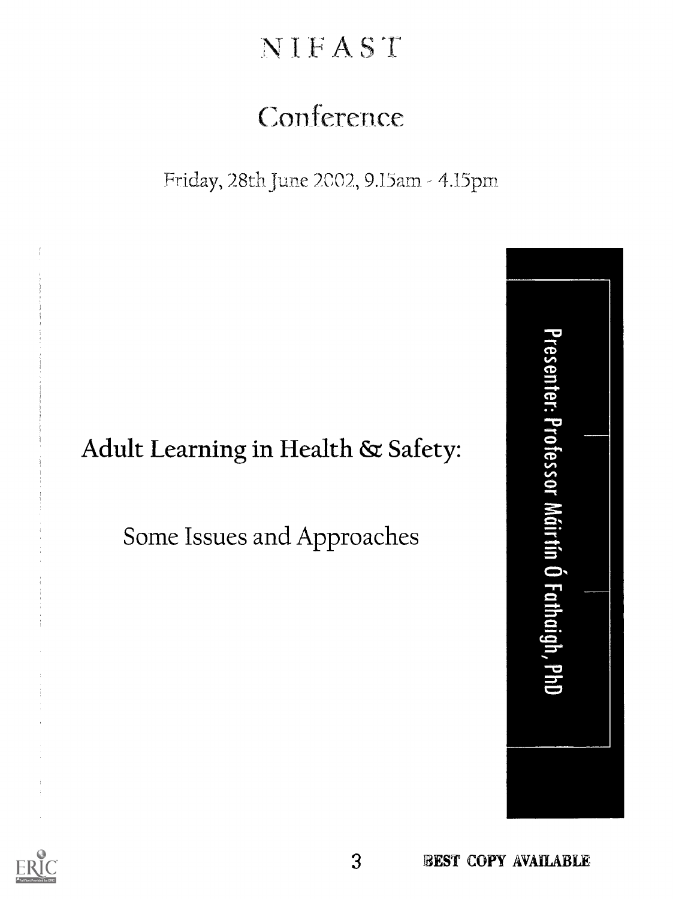# NIFAST

## Conference

Friday, 28th June 2002, 9.15am - 4.15pm

# Adult Learning in Health & Safety:

## Some Issues and Approaches

Presenter: Professor Máirtín Ó Fathaigh, PhD

BEST COPY AVAILABLE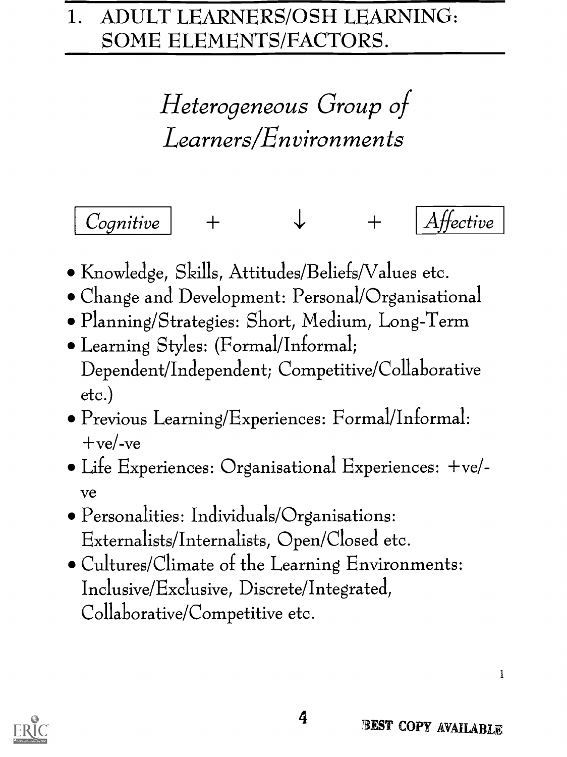# 1. ADULT LEARNERS/OSH LEARNING: SOME ELEMENTS/FACTORS.

## *Heterogeneous Group of Learners/Environments*

*Cognitive* + ↓ + *Affective*

- Knowledge, Skills, Attitudes/Beliefs/Values etc.
- Change and Development: Personal/Organisational
- Planning/Strategies: Short, Medium, Long-Term
- Learning Styles: (Formal/Informal; Dependent/Independent; Competitive/Collaborative etc.)
- Previous Learning/Experiences: Formal/Informal: +ve/-ve
- Life Experiences: Organisational Experiences: +ve/-ve
- Personalities: Individuals/Organisations: Externalists/Internalists, Open/Closed etc.
- Cultures/Climate of the Learning Environments: Inclusive/Exclusive, Discrete/Integrated, Collaborative/Competitive etc.

BEST COPY AVAILABLE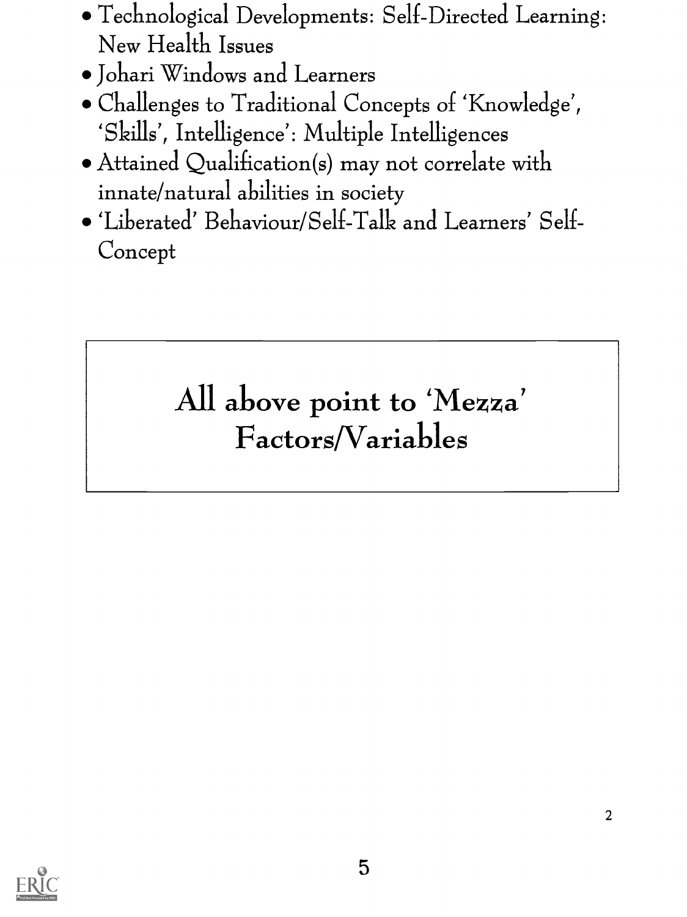- Technological Developments: Self-Directed Learning: New Health Issues
- Johari Windows and Learners
- Challenges to Traditional Concepts of 'Knowledge', 'Skills', Intelligence': Multiple Intelligences
- Attained Qualification(s) may not correlate with innate/natural abilities in society
- 'Liberated' Behaviour/Self-Talk and Learners' Self-Concept

**All above point to 'Mezza' Factors/Variables**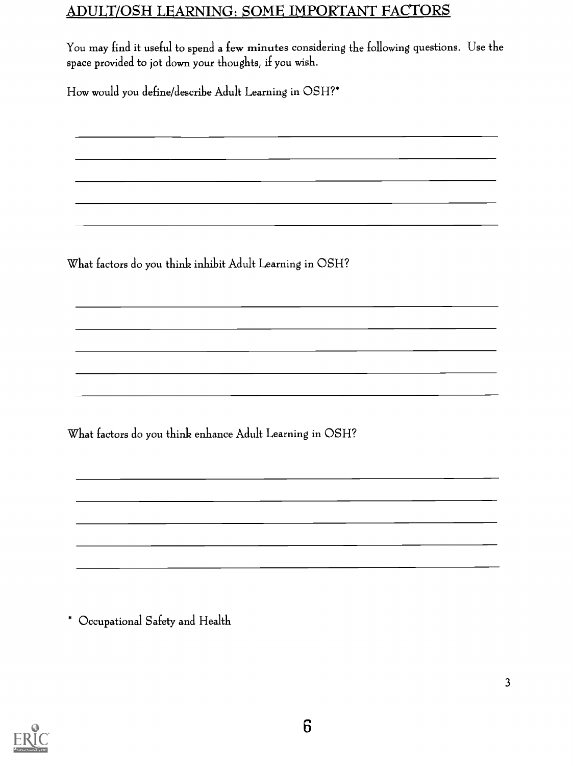## ADULT/OSH LEARNING: SOME IMPORTANT FACTORS

You may find it useful to spend a few minutes considering the following questions. Use the space provided to jot down your thoughts, if you wish.

How would you define/describe Adult Learning in OSH?*

What factors do you think inhibit Adult Learning in OSH?

What factors do you think enhance Adult Learning in OSH?

* Occupational Safety and Health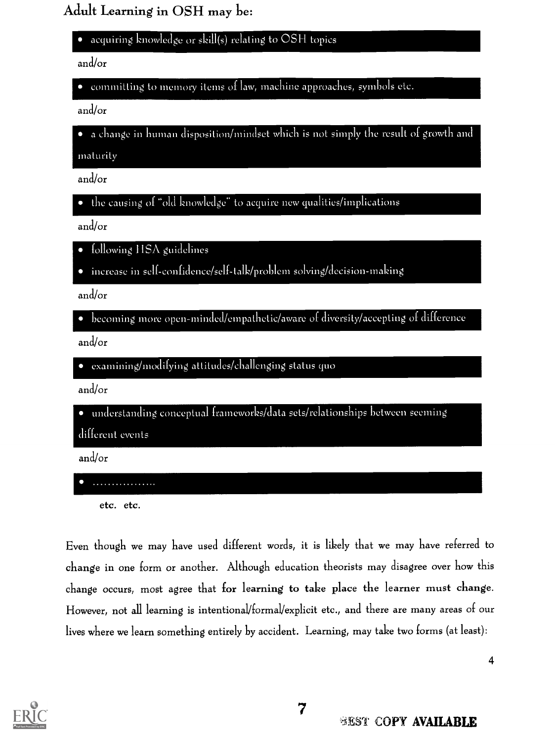## Adult Learning in OSH may be:

- acquiring knowledge or skill(s) relating to OSH topics

and/or

- committing to memory items of law, machine approaches, symbols etc.

and/or

- a change in human disposition/mindset which is not simply the result of growth and maturity

and/or

- the causing of "old knowledge" to acquire new qualities/implications

and/or

- following HSA guidelines
- increase in self-confidence/self-talk/problem solving/decision-making

and/or

- becoming more open-minded/empathetic/aware of diversity/accepting of difference

and/or

- examining/modifying attitudes/challenging status quo

and/or

- understanding conceptual frameworks/data sets/relationships between seeming different events

and/or

- .................

etc. etc.

Even though we may have used different words, it is likely that we may have referred to **change** in one form or another. Although education theorists may disagree over how this change occurs, most agree that **for learning to take place** the learner must change. However, not all learning is intentional/formal/explicit etc., and there are many areas of our lives where we learn something entirely by accident. Learning, may take two forms (at least):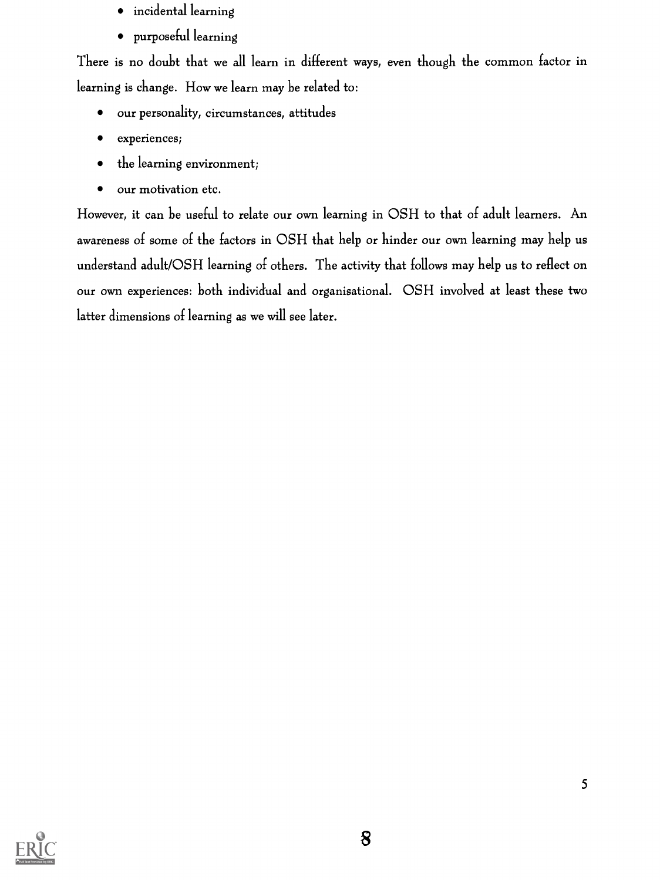- incidental learning
- purposeful learning

There is no doubt that we all learn in different ways, even though the common factor in learning is change. How we learn may be related to:

- our personality, circumstances, attitudes
- experiences;
- the learning environment;
- our motivation etc.

However, it can be useful to relate our own learning in OSH to that of adult learners. An awareness of some of the factors in OSH that help or hinder our own learning may help us understand adult/OSH learning of others. The activity that follows may help us to reflect on our own experiences: both individual and organisational. OSH involved at least these two latter dimensions of learning as we will see later.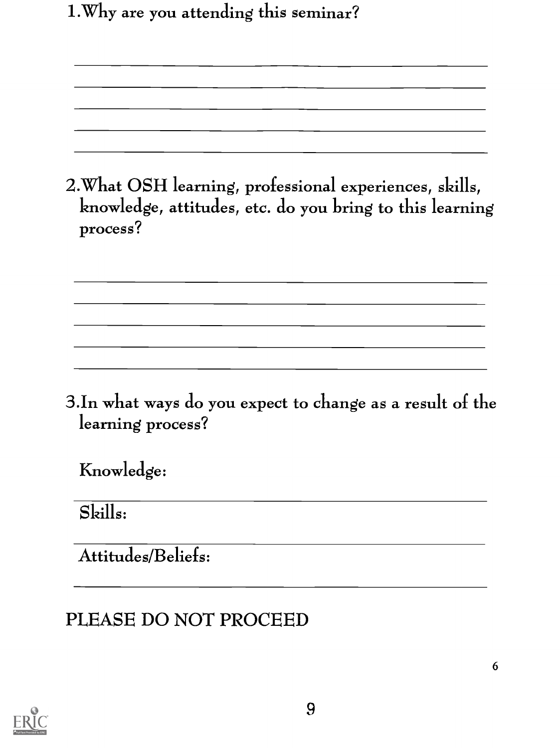1. Why are you attending this seminar?

2. What OSH learning, professional experiences, skills, knowledge, attitudes, etc. do you bring to this learning process?

3. In what ways do you expect to change as a result of the learning process?

Knowledge:

Skills:

Attitudes/Beliefs:

PLEASE DO NOT PROCEED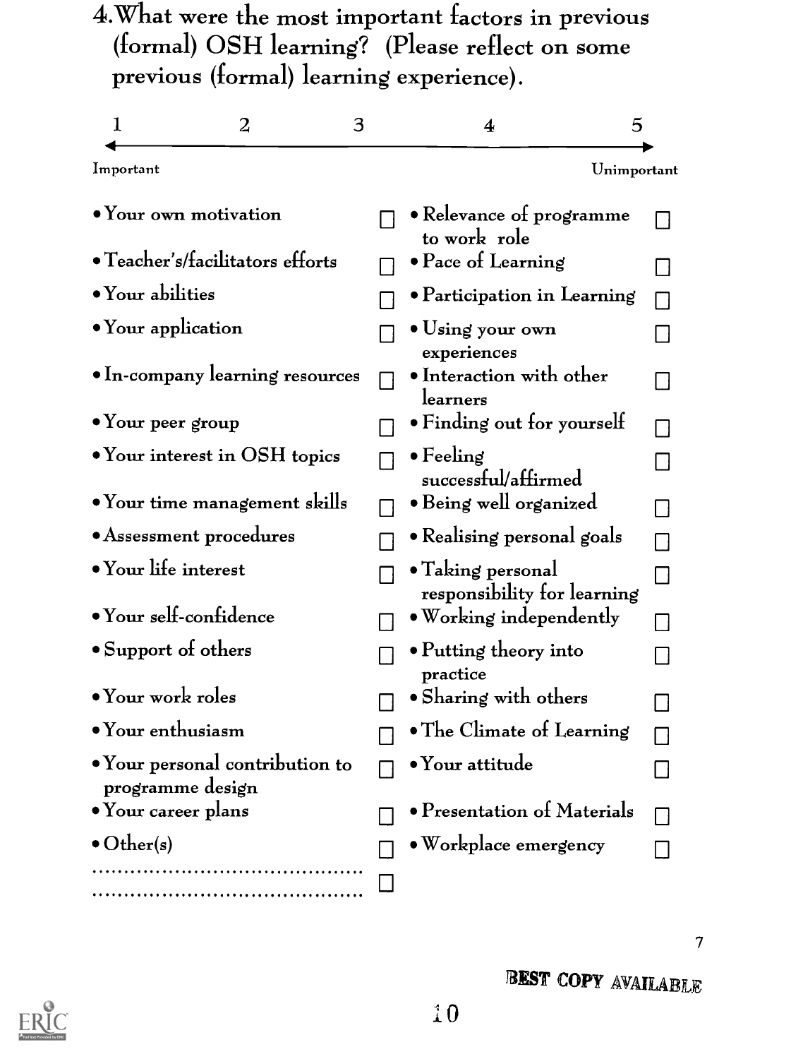## 4. What were the most important factors in previous (formal) OSH learning? (Please reflect on some previous (formal) learning experience).

| 1 | 2 | 3 | 4 | 5 |
|---|---|---|---|---|
| Important | | | | Unimportant |

| | | | |
|---|---|---|---|
| • Your own motivation | ☐ | • Relevance of programme to work role | ☐ |
| • Teacher's/facilitators efforts | ☐ | • Pace of Learning | ☐ |
| • Your abilities | ☐ | • Participation in Learning | ☐ |
| • Your application | ☐ | • Using your own experiences | ☐ |
| • In-company learning resources | ☐ | • Interaction with other learners | ☐ |
| • Your peer group | ☐ | • Finding out for yourself | ☐ |
| • Your interest in OSH topics | ☐ | • Feeling successful/affirmed | ☐ |
| • Your time management skills | ☐ | • Being well organized | ☐ |
| • Assessment procedures | ☐ | • Realising personal goals | ☐ |
| • Your life interest | ☐ | • Taking personal responsibility for learning | ☐ |
| • Your self-confidence | ☐ | • Working independently | ☐ |
| • Support of others | ☐ | • Putting theory into practice | ☐ |
| • Your work roles | ☐ | • Sharing with others | ☐ |
| • Your enthusiasm | ☐ | • The Climate of Learning | ☐ |
| • Your personal contribution to programme design | ☐ | • Your attitude | ☐ |
| • Your career plans | ☐ | • Presentation of Materials | ☐ |
| • Other(s) | ☐ | • Workplace emergency | ☐ |
| .......................................... .......................................... | ☐ | | |

BEST COPY AVAILABLE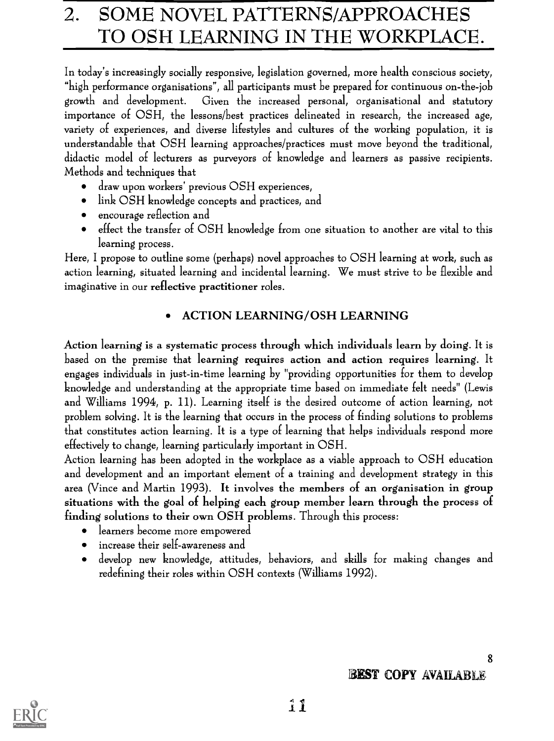# 2. SOME NOVEL PATTERNS/APPROACHES TO OSH LEARNING IN THE WORKPLACE.

In today's increasingly socially responsive, legislation governed, more health conscious society, "high performance organisations", all participants must be prepared for continuous on-the-job growth and development. Given the increased personal, organisational and statutory importance of OSH, the lessons/best practices delineated in research, the increased age, variety of experiences, and diverse lifestyles and cultures of the working population, it is understandable that OSH learning approaches/practices must move beyond the traditional, didactic model of lecturers as purveyors of knowledge and learners as passive recipients. Methods and techniques that

- draw upon workers' previous OSH experiences,
- link OSH knowledge concepts and practices, and
- encourage reflection and
- effect the transfer of OSH knowledge from one situation to another are vital to this learning process.

Here, I propose to outline some (perhaps) novel approaches to OSH learning at work, such as action learning, situated learning and incidental learning. We must strive to be flexible and imaginative in our **reflective practitioner** roles.

- **ACTION LEARNING/OSH LEARNING**

**Action learning is a systematic process through which individuals learn by doing.** It is based on the premise that **learning requires action and action requires learning.** It engages individuals in just-in-time learning by "providing opportunities for them to develop knowledge and understanding at the appropriate time based on immediate felt needs" (Lewis and Williams 1994, p. 11). Learning itself is the desired outcome of action learning, not problem solving. It is the learning that occurs in the process of finding solutions to problems that constitutes action learning. It is a type of learning that helps individuals respond more effectively to change, learning particularly important in OSH.

Action learning has been adopted in the workplace as a viable approach to OSH education and development and an important element of a training and development strategy in this area (Vince and Martin 1993). **It involves the members of an organisation in group situations with the goal of helping each group member learn through the process of finding solutions to their own OSH problems.** Through this process:

- learners become more empowered
- increase their self-awareness and
- develop new knowledge, attitudes, behaviors, and skills for making changes and redefining their roles within OSH contexts (Williams 1992).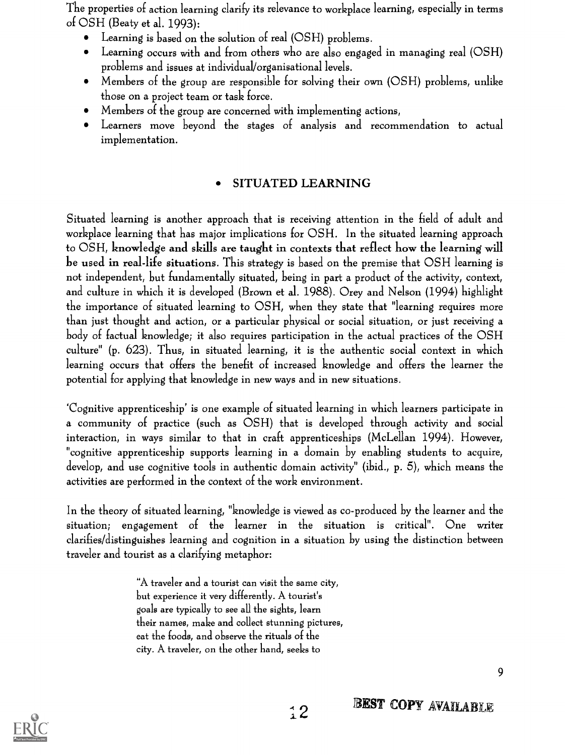The properties of action learning clarify its relevance to workplace learning, especially in terms of OSH (Beaty et al. 1993):

- Learning is based on the solution of real (OSH) problems.
- Learning occurs with and from others who are also engaged in managing real (OSH) problems and issues at individual/organisational levels.
- Members of the group are responsible for solving their own (OSH) problems, unlike those on a project team or task force.
- Members of the group are concerned with implementing actions,
- Learners move beyond the stages of analysis and recommendation to actual implementation.

## • SITUATED LEARNING

Situated learning is another approach that is receiving attention in the field of adult and workplace learning that has major implications for OSH. In the situated learning approach to OSH, **knowledge and skills are taught in contexts that reflect how the learning will be used in real-life situations**. This strategy is based on the premise that OSH learning is not independent, but fundamentally situated, being in part a product of the activity, context, and culture in which it is developed (Brown et al. 1988). Orey and Nelson (1994) highlight the importance of situated learning to OSH, when they state that "learning requires more than just thought and action, or a particular physical or social situation, or just receiving a body of factual knowledge; it also requires participation in the actual practices of the OSH culture" (p. 623). Thus, in situated learning, it is the authentic social context in which learning occurs that offers the benefit of increased knowledge and offers the learner the potential for applying that knowledge in new ways and in new situations.

'Cognitive apprenticeship' is one example of situated learning in which learners participate in a community of practice (such as OSH) that is developed through activity and social interaction, in ways similar to that in craft apprenticeships (McLellan 1994). However, "cognitive apprenticeship supports learning in a domain by enabling students to acquire, develop, and use cognitive tools in authentic domain activity" (ibid., p. 5), which means the activities are performed in the context of the work environment.

In the theory of situated learning, "knowledge is viewed as co-produced by the learner and the situation; engagement of the learner in the situation is critical". One writer clarifies/distinguishes learning and cognition in a situation by using the distinction between traveler and tourist as a clarifying metaphor:

> "A traveler and a tourist can visit the same city, but experience it very differently. A tourist's goals are typically to see all the sights, learn their names, make and collect stunning pictures, eat the foods, and observe the rituals of the city. A traveler, on the other hand, seeks to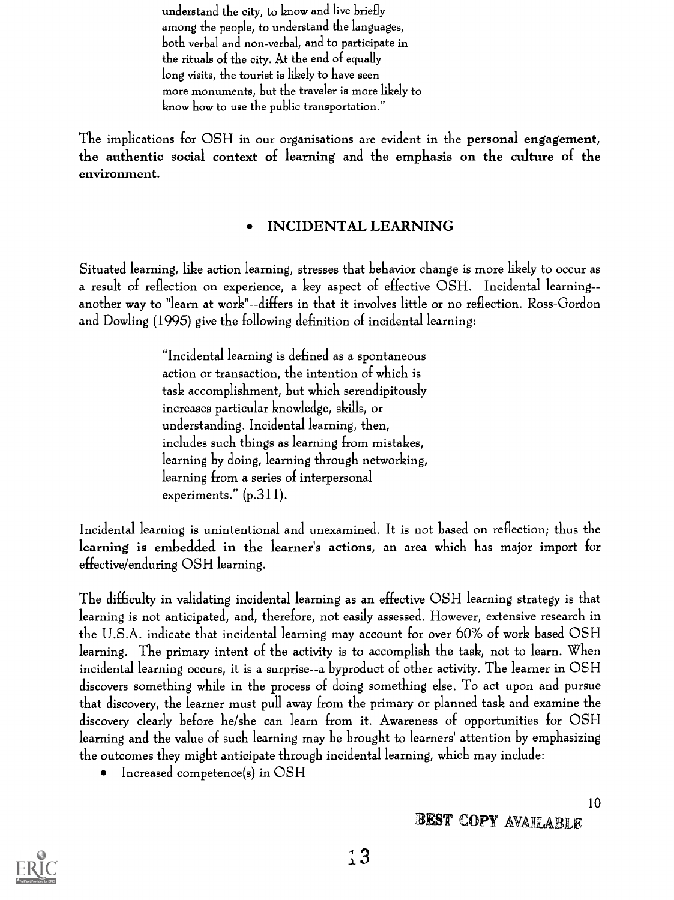> understand the city, to know and live briefly among the people, to understand the languages, both verbal and non-verbal, and to participate in the rituals of the city. At the end of equally long visits, the tourist is likely to have seen more monuments, but the traveler is more likely to know how to use the public transportation."

The implications for OSH in our organisations are evident in the **personal engagement, the authentic social context of learning** and **the emphasis on the culture of the environment.**

- ## INCIDENTAL LEARNING

Situated learning, like action learning, stresses that behavior change is more likely to occur as a result of reflection on experience, a key aspect of effective OSH. Incidental learning--another way to "learn at work"--differs in that it involves little or no reflection. Ross-Gordon and Dowling (1995) give the following definition of incidental learning:

> "Incidental learning is defined as a spontaneous action or transaction, the intention of which is task accomplishment, but which serendipitously increases particular knowledge, skills, or understanding. Incidental learning, then, includes such things as learning from mistakes, learning by doing, learning through networking, learning from a series of interpersonal experiments." (p.311).

Incidental learning is unintentional and unexamined. It is not based on reflection; thus the **learning is embedded in the learner's actions**, an area which has major import for effective/enduring OSH learning.

The difficulty in validating incidental learning as an effective OSH learning strategy is that learning is not anticipated, and, therefore, not easily assessed. However, extensive research in the U.S.A. indicate that incidental learning may account for over 60% of work based OSH learning. The primary intent of the activity is to accomplish the task, not to learn. When incidental learning occurs, it is a surprise--a byproduct of other activity. The learner in OSH discovers something while in the process of doing something else. To act upon and pursue that discovery, the learner must pull away from the primary or planned task and examine the discovery clearly before he/she can learn from it. Awareness of opportunities for OSH learning and the value of such learning may be brought to learners' attention by emphasizing the outcomes they might anticipate through incidental learning, which may include:

- Increased competence(s) in OSH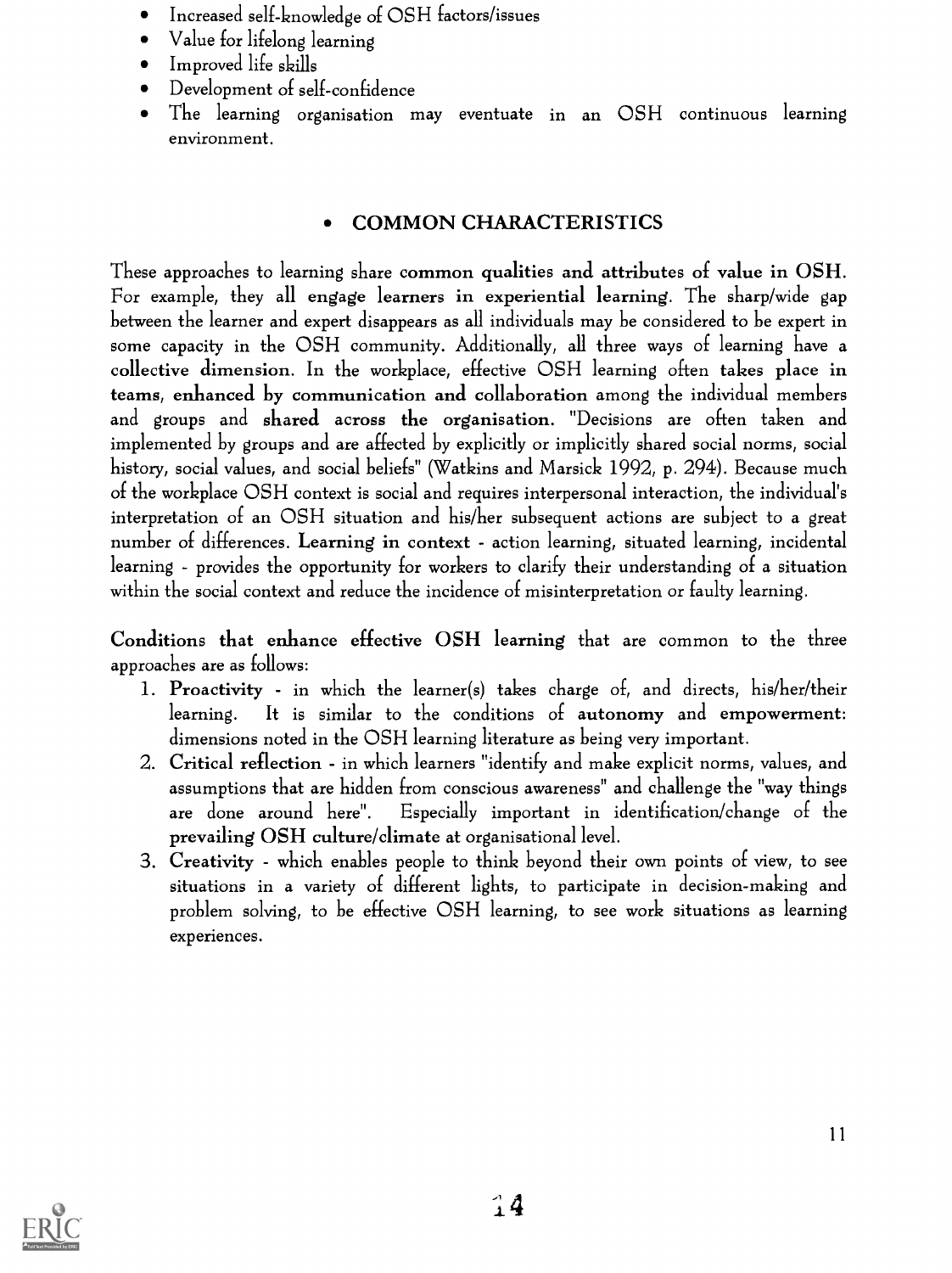- Increased self-knowledge of OSH factors/issues
- Value for lifelong learning
- Improved life skills
- Development of self-confidence
- The learning organisation may eventuate in an OSH continuous learning environment.

## COMMON CHARACTERISTICS

These approaches to learning share **common qualities and attributes of value in OSH**. For example, they all **engage learners in experiential learning**. The sharp/wide gap between the learner and expert disappears as all individuals may be considered to be expert in some capacity in the OSH community. Additionally, all three ways of learning have a **collective dimension**. In the workplace, effective OSH learning often **takes place in teams, enhanced by communication and collaboration** among the individual members and groups and **shared across the organisation.** "Decisions are often taken and implemented by groups and are affected by explicitly or implicitly shared social norms, social history, social values, and social beliefs" (Watkins and Marsick 1992, p. 294). Because much of the workplace OSH context is social and requires interpersonal interaction, the individual's interpretation of an OSH situation and his/her subsequent actions are subject to a great number of differences. **Learning in context** - action learning, situated learning, incidental learning - provides the opportunity for workers to clarify their understanding of a situation within the social context and reduce the incidence of misinterpretation or faulty learning.

**Conditions that enhance effective OSH learning** that are common to the three approaches are as follows:

1. **Proactivity** - in which the learner(s) takes charge of, and directs, his/her/their learning. It is similar to the conditions of **autonomy** and **empowerment**: dimensions noted in the OSH learning literature as being very important.
2. **Critical reflection** - in which learners "identify and make explicit norms, values, and assumptions that are hidden from conscious awareness" and challenge the "way things are done around here". Especially important in identification/change of the **prevailing OSH culture/climate** at organisational level.
3. **Creativity** - which enables people to think beyond their own points of view, to see situations in a variety of different lights, to participate in decision-making and problem solving, to be effective OSH learning, to see work situations as learning experiences.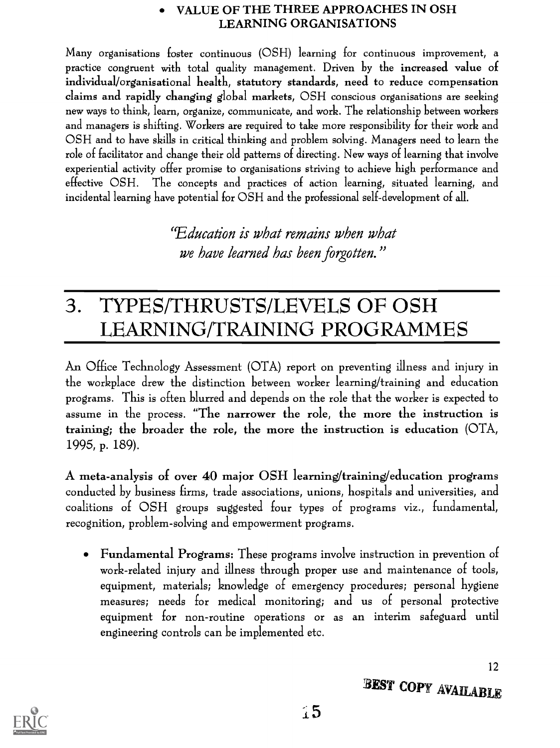- **VALUE OF THE THREE APPROACHES IN OSH LEARNING ORGANISATIONS**

Many organisations foster continuous (OSH) learning for continuous improvement, a practice congruent with total quality management. Driven by the **increased value of individual/organisational health, statutory standards, need to reduce compensation claims and rapidly changing global markets**, OSH conscious organisations are seeking new ways to think, learn, organize, communicate, and work. The relationship between workers and managers is shifting. Workers are required to take more responsibility for their work and OSH and to have skills in critical thinking and problem solving. Managers need to learn the role of facilitator and change their old patterns of directing. New ways of learning that involve experiential activity offer promise to organisations striving to achieve high performance and effective OSH. The concepts and practices of action learning, situated learning, and incidental learning have potential for OSH and the professional self-development of all.

*"Education is what remains when what we have learned has been forgotten."*

# 3. TYPES/THRUSTS/LEVELS OF OSH LEARNING/TRAINING PROGRAMMES

An Office Technology Assessment (OTA) report on preventing illness and injury in the workplace drew the distinction between worker learning/training and education programs. This is often blurred and depends on the role that the worker is expected to assume in the process. "**The narrower the role, the more the instruction is training; the broader the role, the more the instruction is education** (OTA, 1995, p. 189).

**A meta-analysis of over 40 major OSH learning/training/education programs** conducted by business firms, trade associations, unions, hospitals and universities, and coalitions of OSH groups suggested four types of programs viz., fundamental, recognition, problem-solving and empowerment programs.

- **Fundamental Programs:** These programs involve instruction in prevention of work-related injury and illness through proper use and maintenance of tools, equipment, materials; knowledge of emergency procedures; personal hygiene measures; needs for medical monitoring; and us of personal protective equipment for non-routine operations or as an interim safeguard until engineering controls can be implemented etc.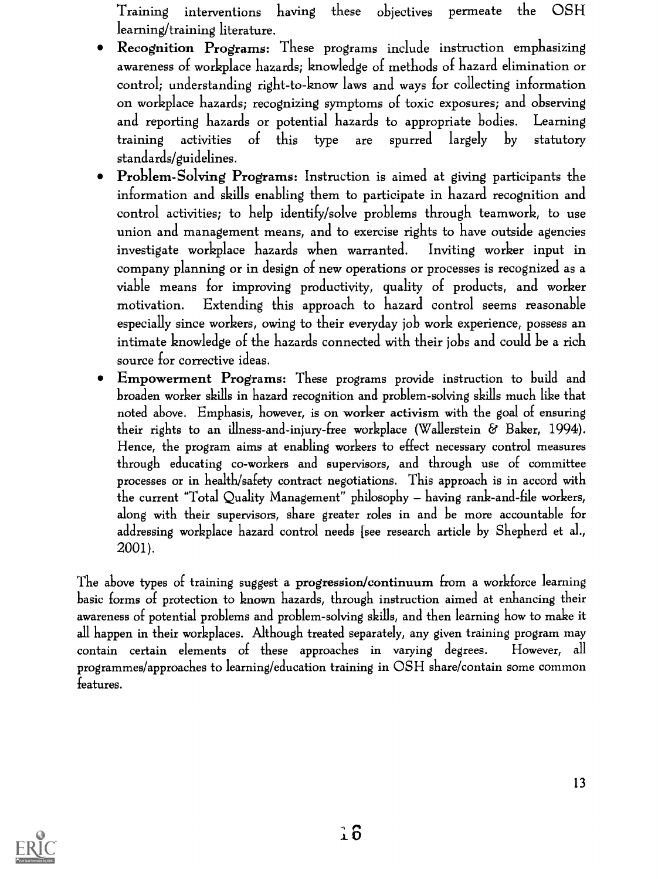Training interventions having these objectives permeate the OSH learning/training literature.

- **Recognition Programs:** These programs include instruction emphasizing awareness of workplace hazards; knowledge of methods of hazard elimination or control; understanding right-to-know laws and ways for collecting information on workplace hazards; recognizing symptoms of toxic exposures; and observing and reporting hazards or potential hazards to appropriate bodies. Learning training activities of this type are spurred largely by statutory standards/guidelines.
- **Problem-Solving Programs:** Instruction is aimed at giving participants the information and skills enabling them to participate in hazard recognition and control activities; to help identify/solve problems through teamwork, to use union and management means, and to exercise rights to have outside agencies investigate workplace hazards when warranted. Inviting worker input in company planning or in design of new operations or processes is recognized as a viable means for improving productivity, quality of products, and worker motivation. Extending this approach to hazard control seems reasonable especially since workers, owing to their everyday job work experience, possess an intimate knowledge of the hazards connected with their jobs and could be a rich source for corrective ideas.
- **Empowerment Programs:** These programs provide instruction to build and broaden worker skills in hazard recognition and problem-solving skills much like that noted above. Emphasis, however, is on **worker activism** with the goal of ensuring their rights to an illness-and-injury-free workplace (Wallerstein & Baker, 1994). Hence, the program aims at enabling workers to effect necessary control measures through educating co-workers and supervisors, and through use of committee processes or in health/safety contract negotiations. This approach is in accord with the current "Total Quality Management" philosophy – having rank-and-file workers, along with their supervisors, share greater roles in and be more accountable for addressing workplace hazard control needs [see research article by Shepherd et al., 2001).

The above types of training suggest a **progression/continuum** from a workforce learning basic forms of protection to known hazards, through instruction aimed at enhancing their awareness of potential problems and problem-solving skills, and then learning how to make it all happen in their workplaces. Although treated separately, any given training program may contain certain elements of these approaches in varying degrees. However, all programmes/approaches to learning/education training in OSH share/contain some common features.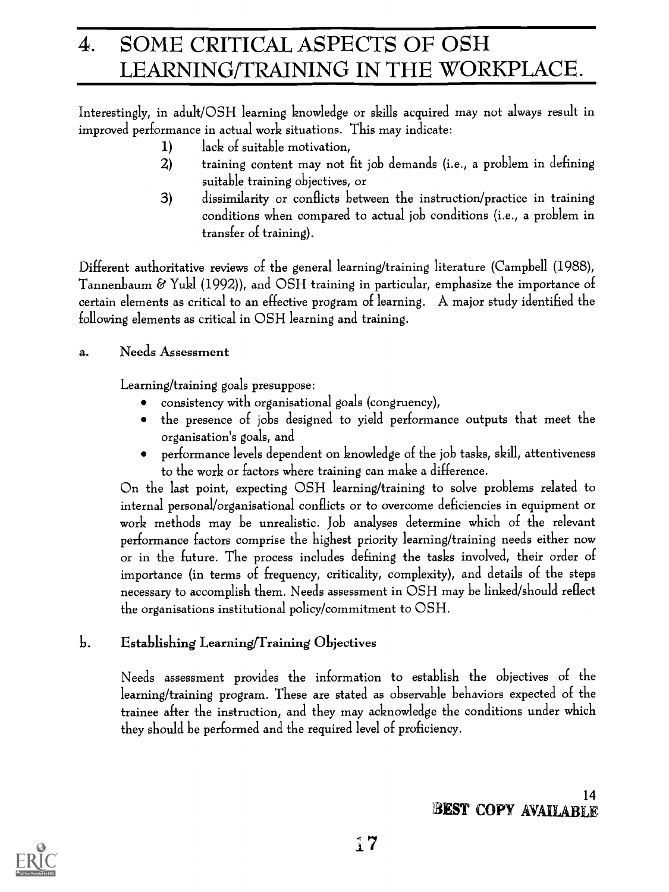# 4. SOME CRITICAL ASPECTS OF OSH LEARNING/TRAINING IN THE WORKPLACE.

Interestingly, in adult/OSH learning knowledge or skills acquired may not always result in improved performance in actual work situations. This may indicate:

1) lack of suitable motivation,
2) training content may not fit job demands (i.e., a problem in defining suitable training objectives, or
3) dissimilarity or conflicts between the instruction/practice in training conditions when compared to actual job conditions (i.e., a problem in transfer of training).

Different authoritative reviews of the general learning/training literature (Campbell (1988), Tannenbaum & Yukl (1992)), and OSH training in particular, emphasize the importance of certain elements as critical to an effective program of learning. A major study identified the following elements as critical in OSH learning and training.

## a. Needs Assessment

Learning/training goals presuppose:

- consistency with organisational goals (congruency),
- the presence of jobs designed to yield performance outputs that meet the organisation's goals, and
- performance levels dependent on knowledge of the job tasks, skill, attentiveness to the work or factors where training can make a difference.

On the last point, expecting OSH learning/training to solve problems related to internal personal/organisational conflicts or to overcome deficiencies in equipment or work methods may be unrealistic. Job analyses determine which of the relevant performance factors comprise the highest priority learning/training needs either now or in the future. The process includes defining the tasks involved, their order of importance (in terms of frequency, criticality, complexity), and details of the steps necessary to accomplish them. Needs assessment in OSH may be linked/should reflect the organisations institutional policy/commitment to OSH.

## b. Establishing Learning/Training Objectives

Needs assessment provides the information to establish the objectives of the learning/training program. These are stated as observable behaviors expected of the trainee after the instruction, and they may acknowledge the conditions under which they should be performed and the required level of proficiency.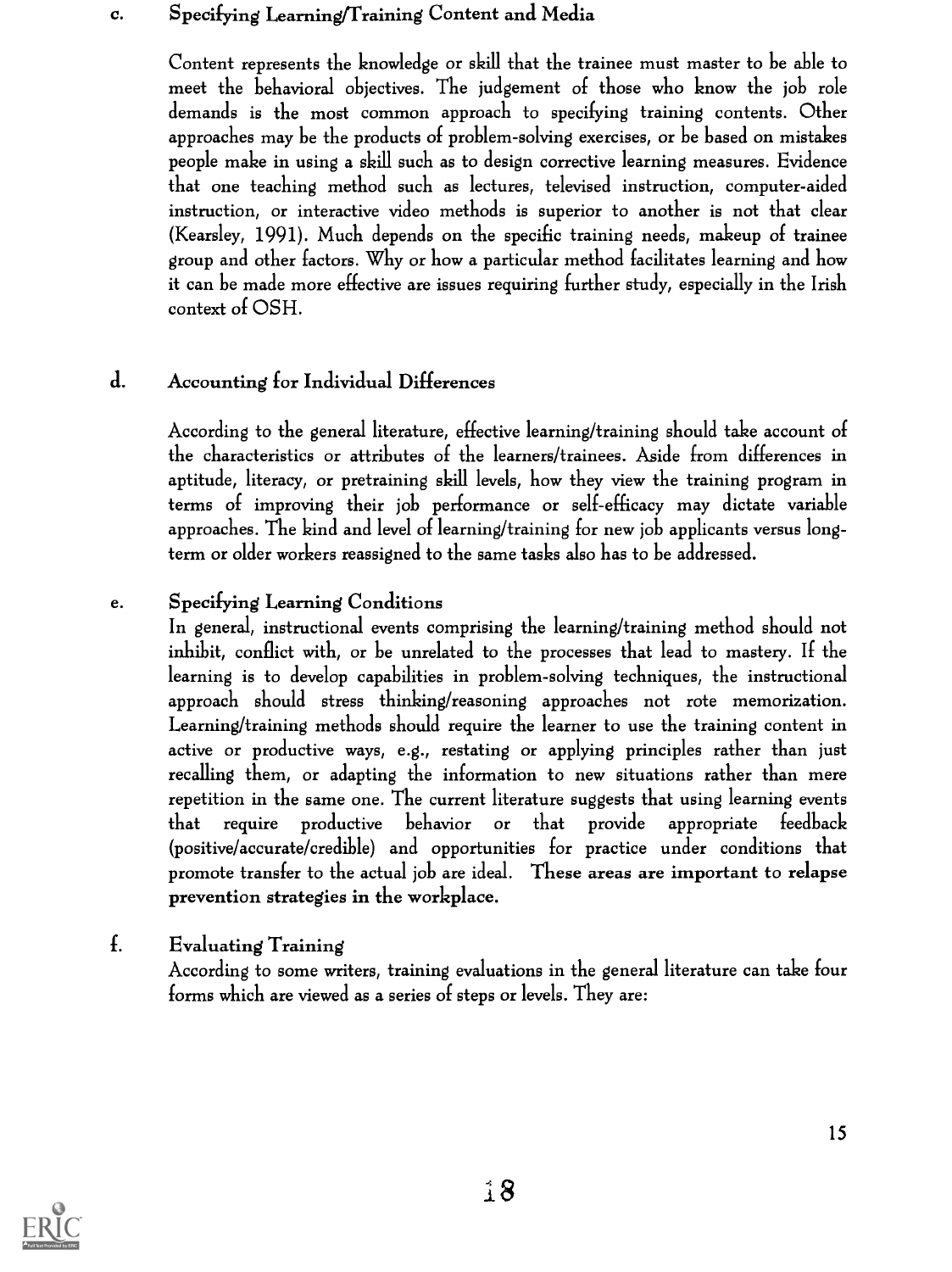### c. Specifying Learning/Training Content and Media

Content represents the knowledge or skill that the trainee must master to be able to meet the behavioral objectives. The judgement of those who know the job role demands is the most common approach to specifying training contents. Other approaches may be the products of problem-solving exercises, or be based on mistakes people make in using a skill such as to design corrective learning measures. Evidence that one teaching method such as lectures, televised instruction, computer-aided instruction, or interactive video methods is superior to another is not that clear (Kearsley, 1991). Much depends on the specific training needs, makeup of trainee group and other factors. Why or how a particular method facilitates learning and how it can be made more effective are issues requiring further study, especially in the Irish context of OSH.

### d. Accounting for Individual Differences

According to the general literature, effective learning/training should take account of the characteristics or attributes of the learners/trainees. Aside from differences in aptitude, literacy, or pretraining skill levels, how they view the training program in terms of improving their job performance or self-efficacy may dictate variable approaches. The kind and level of learning/training for new job applicants versus long-term or older workers reassigned to the same tasks also has to be addressed.

### e. Specifying Learning Conditions

In general, instructional events comprising the learning/training method should not inhibit, conflict with, or be unrelated to the processes that lead to mastery. If the learning is to develop capabilities in problem-solving techniques, the instructional approach should stress thinking/reasoning approaches not rote memorization. Learning/training methods should require the learner to use the training content in active or productive ways, e.g., restating or applying principles rather than just recalling them, or adapting the information to new situations rather than mere repetition in the same one. The current literature suggests that using learning events that require productive behavior or that provide appropriate feedback (positive/accurate/credible) and opportunities for practice under conditions that promote transfer to the actual job are ideal. **These areas are important to relapse prevention strategies in the workplace.**

### f. Evaluating Training

According to some writers, training evaluations in the general literature can take four forms which are viewed as a series of steps or levels. They are: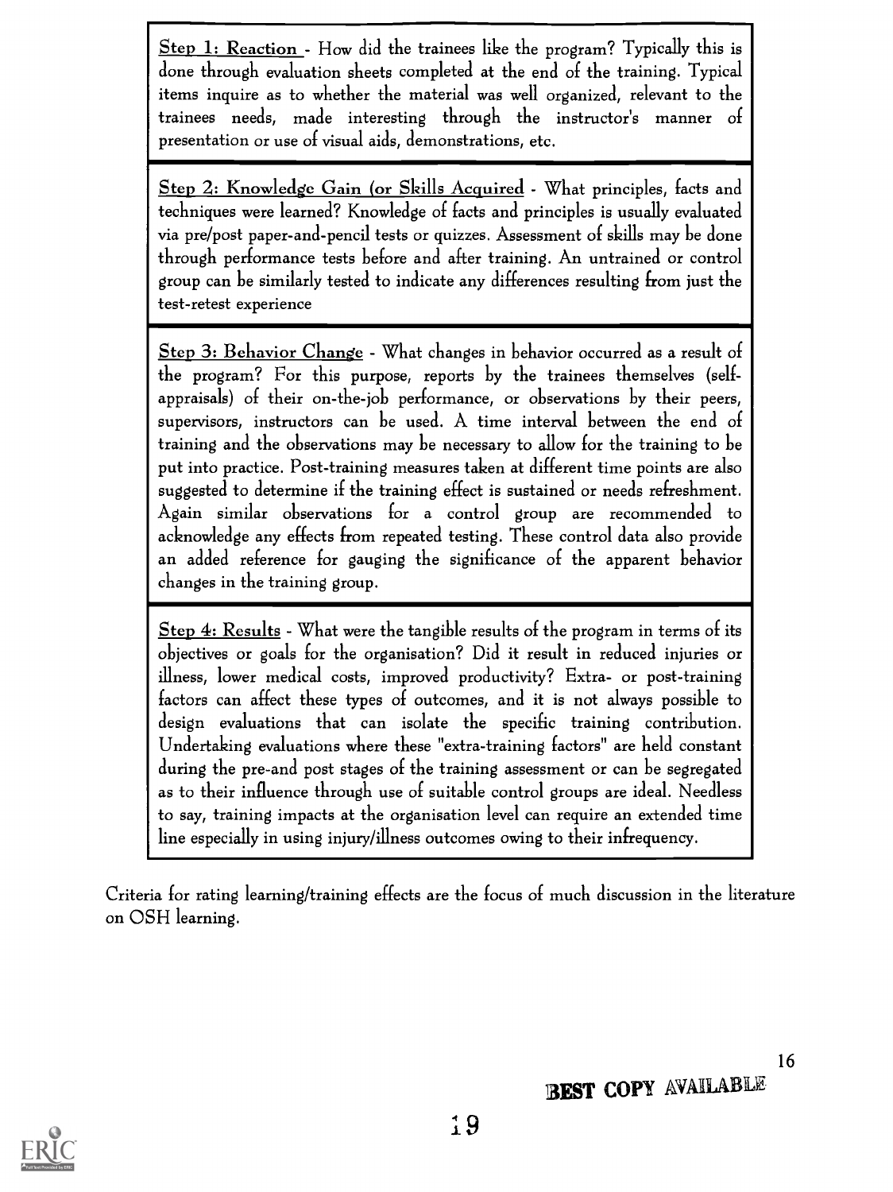<u>Step 1: Reaction</u> - How did the trainees like the program? Typically this is done through evaluation sheets completed at the end of the training. Typical items inquire as to whether the material was well organized, relevant to the trainees needs, made interesting through the instructor's manner of presentation or use of visual aids, demonstrations, etc.

<u>Step 2: Knowledge Gain (or Skills Acquired</u> - What principles, facts and techniques were learned? Knowledge of facts and principles is usually evaluated via pre/post paper-and-pencil tests or quizzes. Assessment of skills may be done through performance tests before and after training. An untrained or control group can be similarly tested to indicate any differences resulting from just the test-retest experience

<u>Step 3: Behavior Change</u> - What changes in behavior occurred as a result of the program? For this purpose, reports by the trainees themselves (self-appraisals) of their on-the-job performance, or observations by their peers, supervisors, instructors can be used. A time interval between the end of training and the observations may be necessary to allow for the training to be put into practice. Post-training measures taken at different time points are also suggested to determine if the training effect is sustained or needs refreshment. Again similar observations for a control group are recommended to acknowledge any effects from repeated testing. These control data also provide an added reference for gauging the significance of the apparent behavior changes in the training group.

<u>Step 4: Results</u> - What were the tangible results of the program in terms of its objectives or goals for the organisation? Did it result in reduced injuries or illness, lower medical costs, improved productivity? Extra- or post-training factors can affect these types of outcomes, and it is not always possible to design evaluations that can isolate the specific training contribution. Undertaking evaluations where these "extra-training factors" are held constant during the pre-and post stages of the training assessment or can be segregated as to their influence through use of suitable control groups are ideal. Needless to say, training impacts at the organisation level can require an extended time line especially in using injury/illness outcomes owing to their infrequency.

Criteria for rating learning/training effects are the focus of much discussion in the literature on OSH learning.

BEST COPY AVAILABLE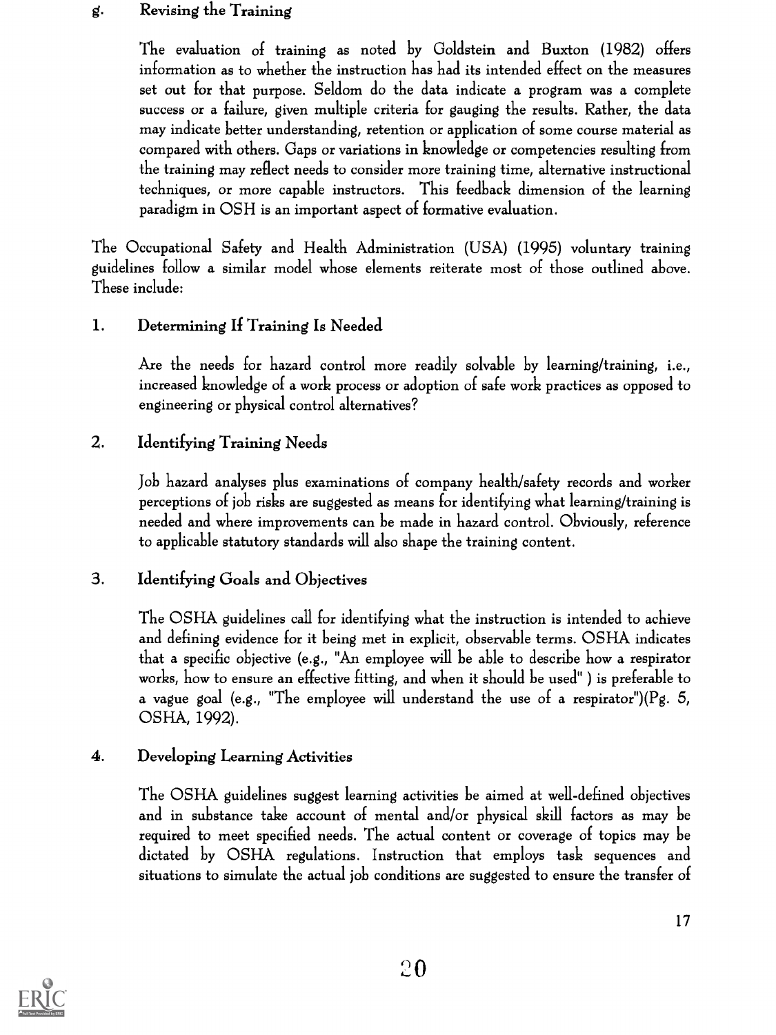#### g. Revising the Training

The evaluation of training as noted by Goldstein and Buxton (1982) offers information as to whether the instruction has had its intended effect on the measures set out for that purpose. Seldom do the data indicate a program was a complete success or a failure, given multiple criteria for gauging the results. Rather, the data may indicate better understanding, retention or application of some course material as compared with others. Gaps or variations in knowledge or competencies resulting from the training may reflect needs to consider more training time, alternative instructional techniques, or more capable instructors. This feedback dimension of the learning paradigm in OSH is an important aspect of formative evaluation.

The Occupational Safety and Health Administration (USA) (1995) voluntary training guidelines follow a similar model whose elements reiterate most of those outlined above. These include:

#### 1. Determining If Training Is Needed

Are the needs for hazard control more readily solvable by learning/training, i.e., increased knowledge of a work process or adoption of safe work practices as opposed to engineering or physical control alternatives?

#### 2. Identifying Training Needs

Job hazard analyses plus examinations of company health/safety records and worker perceptions of job risks are suggested as means for identifying what learning/training is needed and where improvements can be made in hazard control. Obviously, reference to applicable statutory standards will also shape the training content.

#### 3. Identifying Goals and Objectives

The OSHA guidelines call for identifying what the instruction is intended to achieve and defining evidence for it being met in explicit, observable terms. OSHA indicates that a specific objective (e.g., "An employee will be able to describe how a respirator works, how to ensure an effective fitting, and when it should be used" ) is preferable to a vague goal (e.g., "The employee will understand the use of a respirator")(Pg. 5, OSHA, 1992).

#### 4. Developing Learning Activities

The OSHA guidelines suggest learning activities be aimed at well-defined objectives and in substance take account of mental and/or physical skill factors as may be required to meet specified needs. The actual content or coverage of topics may be dictated by OSHA regulations. Instruction that employs task sequences and situations to simulate the actual job conditions are suggested to ensure the transfer of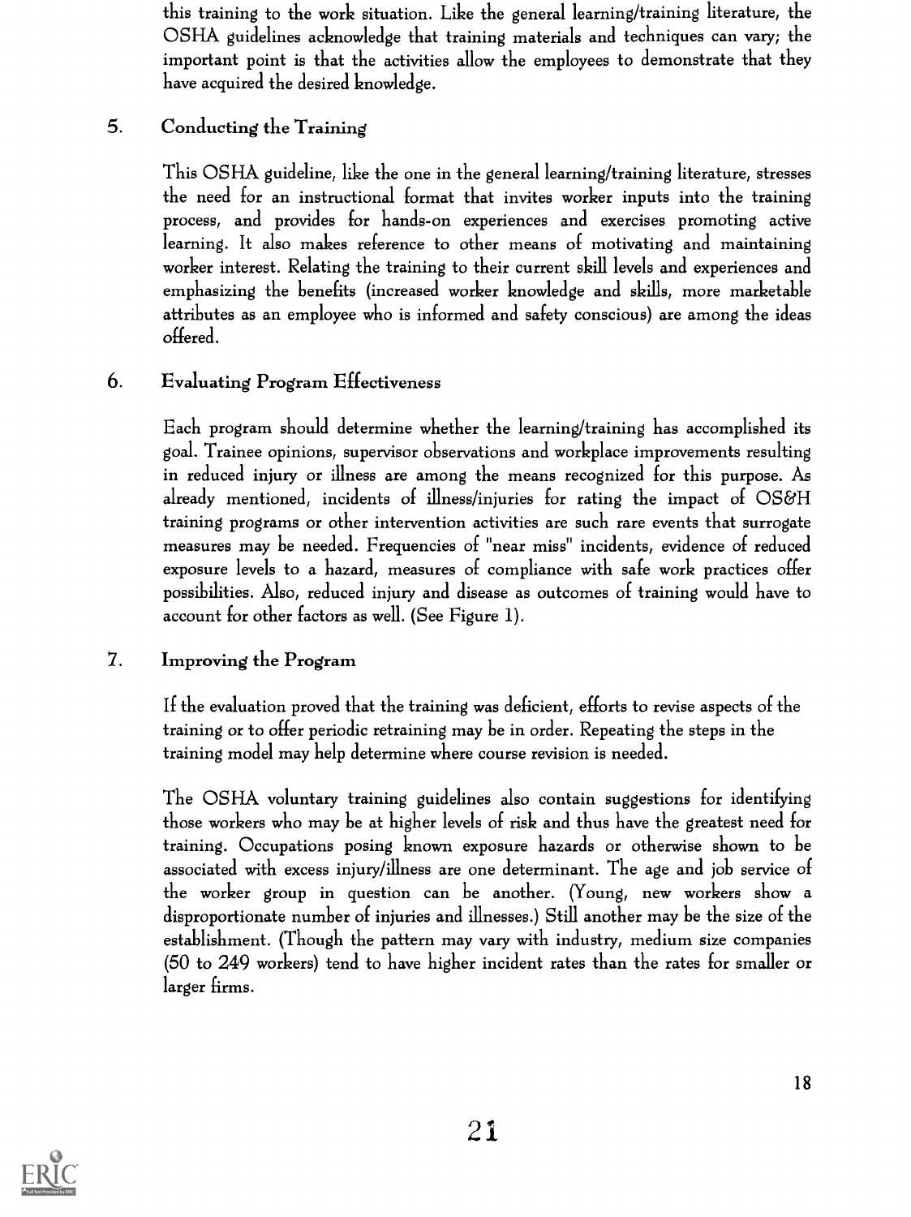this training to the work situation. Like the general learning/training literature, the OSHA guidelines acknowledge that training materials and techniques can vary; the important point is that the activities allow the employees to demonstrate that they have acquired the desired knowledge.

### 5. Conducting the Training

This OSHA guideline, like the one in the general learning/training literature, stresses the need for an instructional format that invites worker inputs into the training process, and provides for hands-on experiences and exercises promoting active learning. It also makes reference to other means of motivating and maintaining worker interest. Relating the training to their current skill levels and experiences and emphasizing the benefits (increased worker knowledge and skills, more marketable attributes as an employee who is informed and safety conscious) are among the ideas offered.

### 6. Evaluating Program Effectiveness

Each program should determine whether the learning/training has accomplished its goal. Trainee opinions, supervisor observations and workplace improvements resulting in reduced injury or illness are among the means recognized for this purpose. As already mentioned, incidents of illness/injuries for rating the impact of OS&H training programs or other intervention activities are such rare events that surrogate measures may be needed. Frequencies of "near miss" incidents, evidence of reduced exposure levels to a hazard, measures of compliance with safe work practices offer possibilities. Also, reduced injury and disease as outcomes of training would have to account for other factors as well. (See Figure 1).

### 7. Improving the Program

If the evaluation proved that the training was deficient, efforts to revise aspects of the training or to offer periodic retraining may be in order. Repeating the steps in the training model may help determine where course revision is needed.

The OSHA voluntary training guidelines also contain suggestions for identifying those workers who may be at higher levels of risk and thus have the greatest need for training. Occupations posing known exposure hazards or otherwise shown to be associated with excess injury/illness are one determinant. The age and job service of the worker group in question can be another. (Young, new workers show a disproportionate number of injuries and illnesses.) Still another may be the size of the establishment. (Though the pattern may vary with industry, medium size companies (50 to 249 workers) tend to have higher incident rates than the rates for smaller or larger firms.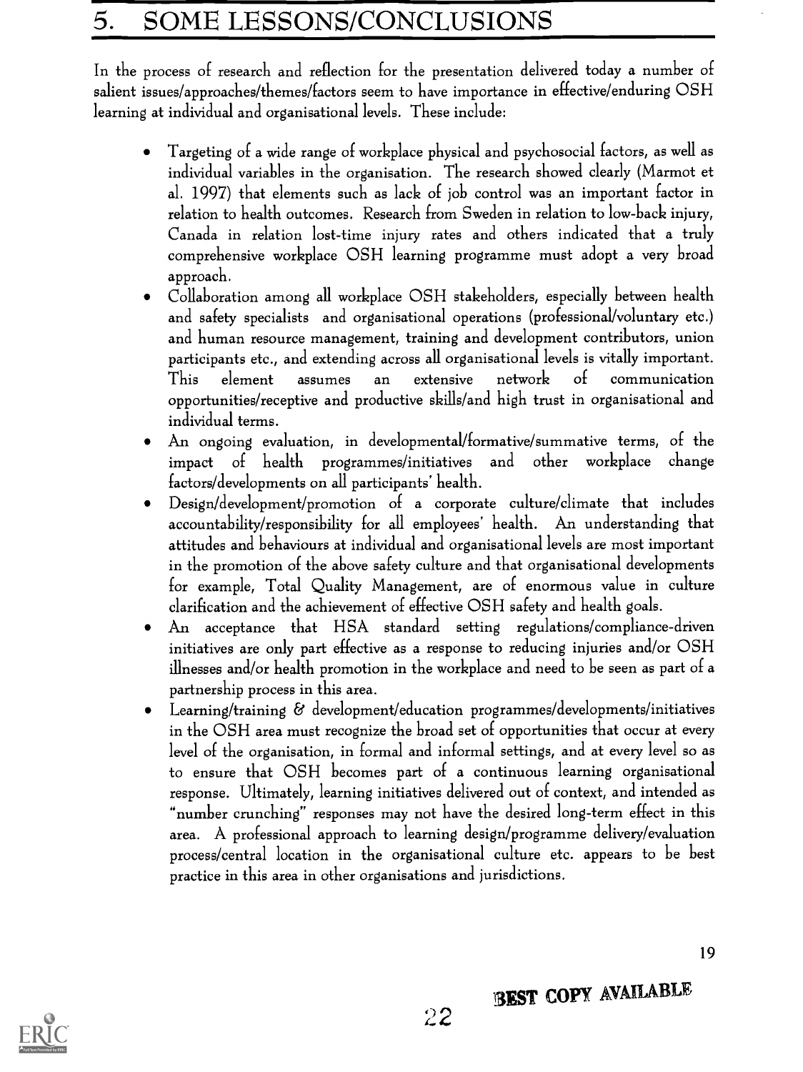# 5. SOME LESSONS/CONCLUSIONS

In the process of research and reflection for the presentation delivered today a number of salient issues/approaches/themes/factors seem to have importance in effective/enduring OSH learning at individual and organisational levels. These include:

- Targeting of a wide range of workplace physical and psychosocial factors, as well as individual variables in the organisation. The research showed clearly (Marmot et al. 1997) that elements such as lack of job control was an important factor in relation to health outcomes. Research from Sweden in relation to low-back injury, Canada in relation lost-time injury rates and others indicated that a truly comprehensive workplace OSH learning programme must adopt a very broad approach.
- Collaboration among all workplace OSH stakeholders, especially between health and safety specialists and organisational operations (professional/voluntary etc.) and human resource management, training and development contributors, union participants etc., and extending across all organisational levels is vitally important. This element assumes an extensive network of communication opportunities/receptive and productive skills/and high trust in organisational and individual terms.
- An ongoing evaluation, in developmental/formative/summative terms, of the impact of health programmes/initiatives and other workplace change factors/developments on all participants' health.
- Design/development/promotion of a corporate culture/climate that includes accountability/responsibility for all employees' health. An understanding that attitudes and behaviours at individual and organisational levels are most important in the promotion of the above safety culture and that organisational developments for example, Total Quality Management, are of enormous value in culture clarification and the achievement of effective OSH safety and health goals.
- An acceptance that HSA standard setting regulations/compliance-driven initiatives are only part effective as a response to reducing injuries and/or OSH illnesses and/or health promotion in the workplace and need to be seen as part of a partnership process in this area.
- Learning/training & development/education programmes/developments/initiatives in the OSH area must recognize the broad set of opportunities that occur at every level of the organisation, in formal and informal settings, and at every level so as to ensure that OSH becomes part of a continuous learning organisational response. Ultimately, learning initiatives delivered out of context, and intended as "number crunching" responses may not have the desired long-term effect in this area. A professional approach to learning design/programme delivery/evaluation process/central location in the organisational culture etc. appears to be best practice in this area in other organisations and jurisdictions.

BEST COPY AVAILABLE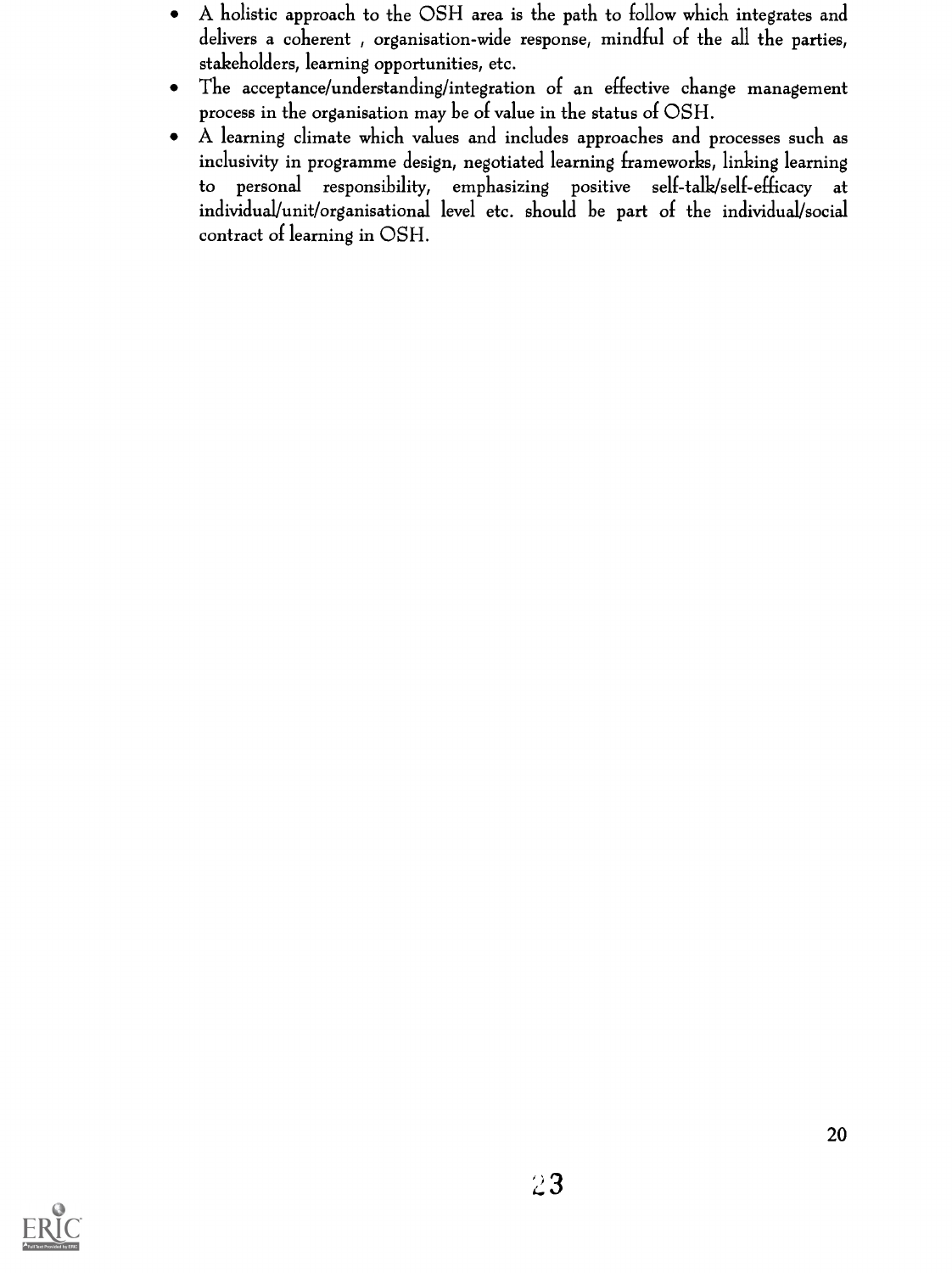- A holistic approach to the OSH area is the path to follow which integrates and delivers a coherent , organisation-wide response, mindful of the all the parties, stakeholders, learning opportunities, etc.
- The acceptance/understanding/integration of an effective change management process in the organisation may be of value in the status of OSH.
- A learning climate which values and includes approaches and processes such as inclusivity in programme design, negotiated learning frameworks, linking learning to personal responsibility, emphasizing positive self-talk/self-efficacy at individual/unit/organisational level etc. should be part of the individual/social contract of learning in OSH.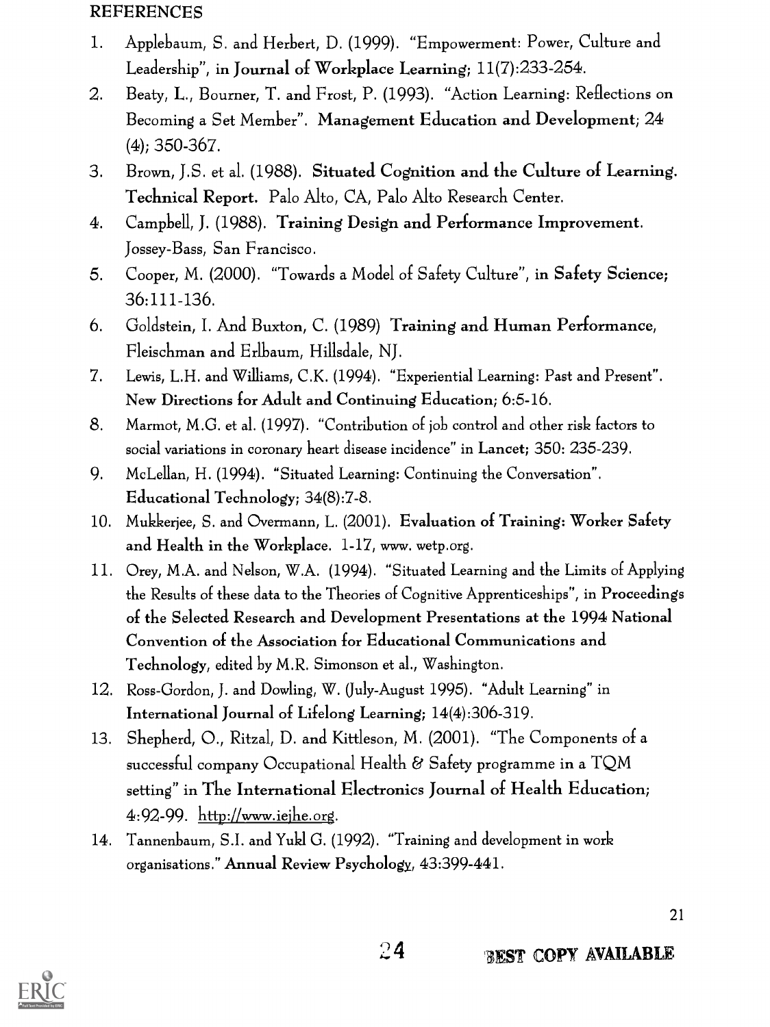## REFERENCES

1. Applebaum, S. and Herbert, D. (1999). "Empowerment: Power, Culture and Leadership", in **Journal of Workplace Learning**; 11(7):233-254.
2. Beaty, L., Bourner, T. and Frost, P. (1993). "Action Learning: Reflections on Becoming a Set Member". **Management Education and Development**; 24 (4); 350-367.
3. Brown, J.S. et al. (1988). **Situated Cognition and the Culture of Learning. Technical Report.** Palo Alto, CA, Palo Alto Research Center.
4. Campbell, J. (1988). **Training Design and Performance Improvement**. Jossey-Bass, San Francisco.
5. Cooper, M. (2000). "Towards a Model of Safety Culture", in **Safety Science**; 36:111-136.
6. Goldstein, I. And Buxton, C. (1989) **Training and Human Performance**, Fleischman and Erlbaum, Hillsdale, NJ.
7. Lewis, L.H. and Williams, C.K. (1994). "Experiential Learning: Past and Present". **New Directions for Adult and Continuing Education**; 6:5-16.
8. Marmot, M.G. et al. (1997). "Contribution of job control and other risk factors to social variations in coronary heart disease incidence" in **Lancet**; 350: 235-239.
9. McLellan, H. (1994). "Situated Learning: Continuing the Conversation". **Educational Technology**; 34(8):7-8.
10. Mukkerjee, S. and Overmann, L. (2001). **Evaluation of Training: Worker Safety and Health in the Workplace.** 1-17, www. wetp.org.
11. Orey, M.A. and Nelson, W.A. (1994). "Situated Learning and the Limits of Applying the Results of these data to the Theories of Cognitive Apprenticeships", in **Proceedings of the Selected Research and Development Presentations at the 1994 National Convention of the Association for Educational Communications and Technology**, edited by M.R. Simonson et al., Washington.
12. Ross-Gordon, J. and Dowling, W. (July-August 1995). "Adult Learning" in **International Journal of Lifelong Learning**; 14(4):306-319.
13. Shepherd, O., Ritzal, D. and Kittleson, M. (2001). "The Components of a successful company Occupational Health & Safety programme in a TQM setting" in **The International Electronics Journal of Health Education**; 4:92-99. http://www.iejhe.org.
14. Tannenbaum, S.I. and Yukl G. (1992). "Training and development in work organisations." **Annual Review Psychology**, 43:399-441.

BEST COPY AVAILABLE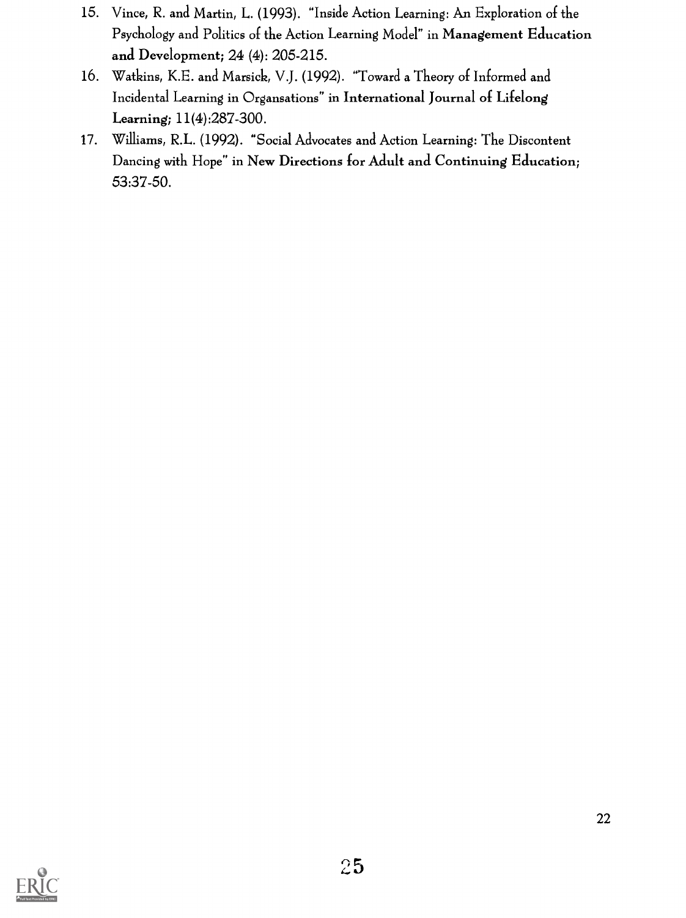15. Vince, R. and Martin, L. (1993). "Inside Action Learning: An Exploration of the Psychology and Politics of the Action Learning Model" in **Management Education and Development**; 24 (4): 205-215.
16. Watkins, K.E. and Marsick, V.J. (1992). "Toward a Theory of Informed and Incidental Learning in Organsations" in **International Journal of Lifelong Learning**; 11(4):287-300.
17. Williams, R.L. (1992). "Social Advocates and Action Learning: The Discontent Dancing with Hope" in **New Directions for Adult and Continuing Education**; 53:37-50.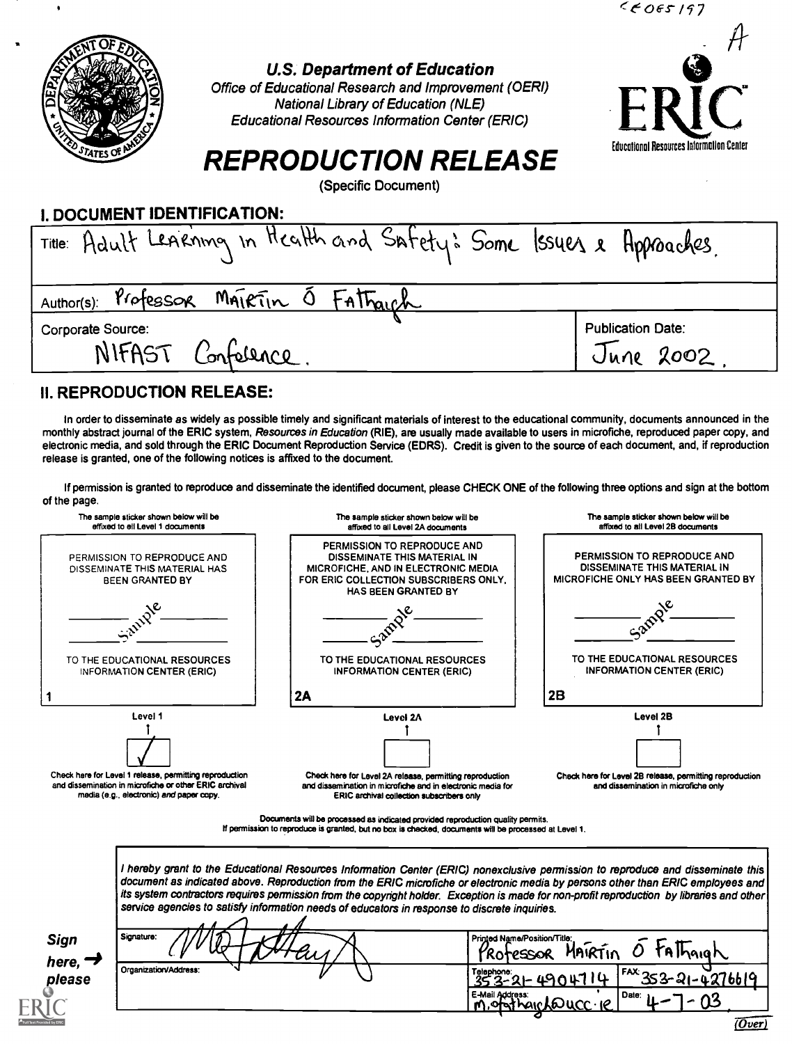CE 085 197

A

**U.S. Department of Education**
*Office of Educational Research and Improvement (OERI)*
*National Library of Education (NLE)*
*Educational Resources Information Center (ERIC)*

ERIC
Educational Resources Information Center

# REPRODUCTION RELEASE

(Specific Document)

## I. DOCUMENT IDENTIFICATION:

Title: Adult Learning in Health and Safety: Some Issues & Approaches.

Author(s): Professor Mairtin Ó Fathaigh

| Corporate Source: | Publication Date: |
|---|---|
| NIFAST Conference. | June 2002. |

## II. REPRODUCTION RELEASE:

In order to disseminate as widely as possible timely and significant materials of interest to the educational community, documents announced in the monthly abstract journal of the ERIC system, *Resources in Education* (RIE), are usually made available to users in microfiche, reproduced paper copy, and electronic media, and sold through the ERIC Document Reproduction Service (EDRS). Credit is given to the source of each document, and, if reproduction release is granted, one of the following notices is affixed to the document.

If permission is granted to reproduce and disseminate the identified document, please CHECK ONE of the following three options and sign at the bottom of the page.

| The sample sticker shown below will be affixed to all Level 1 documents | The sample sticker shown below will be affixed to all Level 2A documents | The sample sticker shown below will be affixed to all Level 2B documents |
|---|---|---|
| PERMISSION TO REPRODUCE AND DISSEMINATE THIS MATERIAL HAS BEEN GRANTED BY Sample TO THE EDUCATIONAL RESOURCES INFORMATION CENTER (ERIC) | PERMISSION TO REPRODUCE AND DISSEMINATE THIS MATERIAL IN MICROFICHE, AND IN ELECTRONIC MEDIA FOR ERIC COLLECTION SUBSCRIBERS ONLY, HAS BEEN GRANTED BY Sample TO THE EDUCATIONAL RESOURCES INFORMATION CENTER (ERIC) | PERMISSION TO REPRODUCE AND DISSEMINATE THIS MATERIAL IN MICROFICHE ONLY HAS BEEN GRANTED BY Sample TO THE EDUCATIONAL RESOURCES INFORMATION CENTER (ERIC) |
| 1 | 2A | 2B |
| Level 1 | Level 2A | Level 2B |
| ✓ | | |
| Check here for Level 1 release, permitting reproduction and dissemination in microfiche or other ERIC archival media (e.g., electronic) *and* paper copy. | Check here for Level 2A release, permitting reproduction and dissemination in microfiche and in electronic media for ERIC archival collection subscribers only | Check here for Level 2B release, permitting reproduction and dissemination in microfiche only |

Documents will be processed as indicated provided reproduction quality permits.
If permission to reproduce is granted, but no box is checked, documents will be processed at Level 1.

*I hereby grant to the Educational Resources Information Center (ERIC) nonexclusive permission to reproduce and disseminate this document as indicated above. Reproduction from the ERIC microfiche or electronic media by persons other than ERIC employees and its system contractors requires permission from the copyright holder. Exception is made for non-profit reproduction by libraries and other service agencies to satisfy information needs of educators in response to discrete inquiries.*

**Sign here, → please**

| Signature: [signature] | Printed Name/Position/Title: Professor Mairtin Ó Fathaigh | |
|---|---|---|
| Organization/Address: | Telephone: 353-21-4904714 | FAX: 353-21-4276619 |
| | E-Mail Address: m.ofathaigh@ucc.ie | Date: 4-7-03 |

(Over)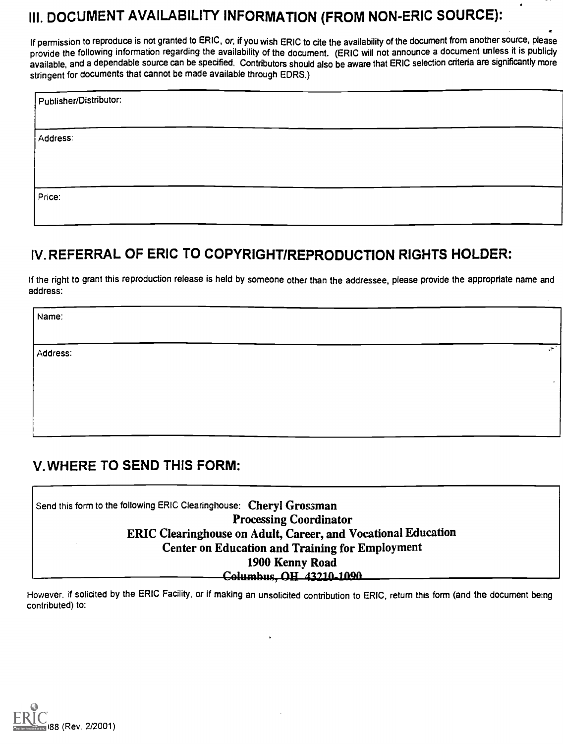## III. DOCUMENT AVAILABILITY INFORMATION (FROM NON-ERIC SOURCE):

If permission to reproduce is not granted to ERIC, or, if you wish ERIC to cite the availability of the document from another source, please provide the following information regarding the availability of the document. (ERIC will not announce a document unless it is publicly available, and a dependable source can be specified. Contributors should also be aware that ERIC selection criteria are significantly more stringent for documents that cannot be made available through EDRS.)

| |
|---|
| Publisher/Distributor: |
| Address: |
| Price: |

## IV. REFERRAL OF ERIC TO COPYRIGHT/REPRODUCTION RIGHTS HOLDER:

If the right to grant this reproduction release is held by someone other than the addressee, please provide the appropriate name and address:

| |
|---|
| Name: |
| Address: |

## V. WHERE TO SEND THIS FORM:

Send this form to the following ERIC Clearinghouse: **Cheryl Grossman**
**Processing Coordinator**
**ERIC Clearinghouse on Adult, Career, and Vocational Education**
**Center on Education and Training for Employment**
**1900 Kenny Road**
**Columbus, OH 43210-1090**

However, if solicited by the ERIC Facility, or if making an unsolicited contribution to ERIC, return this form (and the document being contributed) to:

ERIC 88 (Rev. 2/2001)